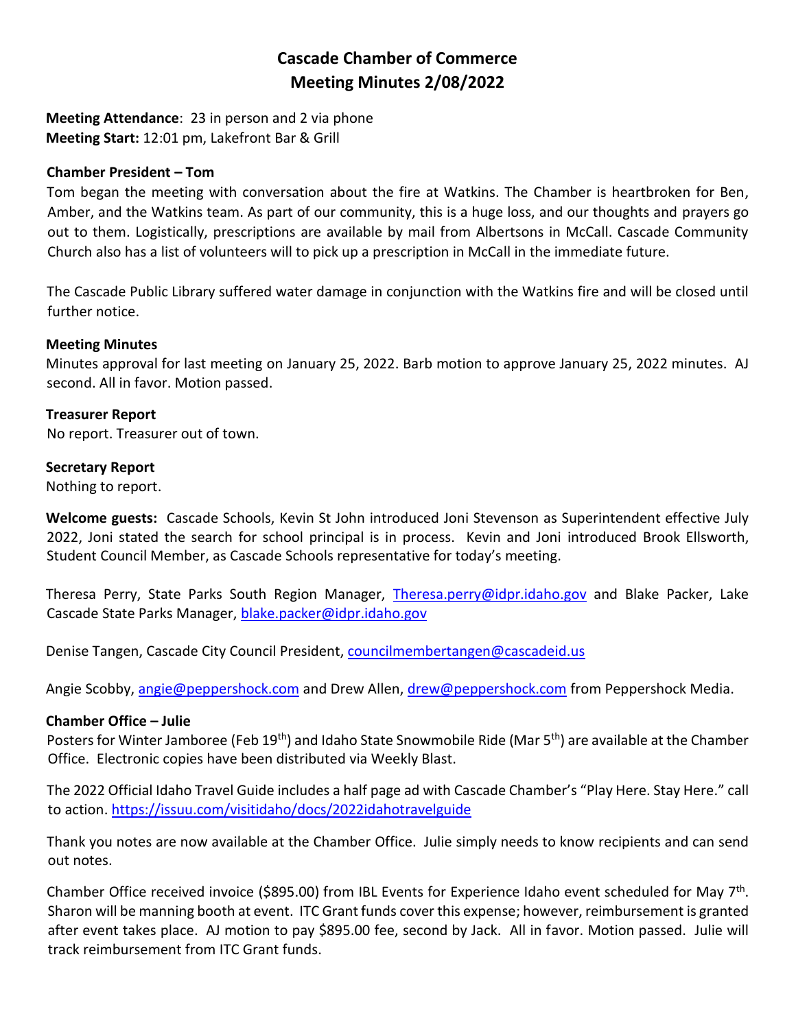# Cascade Chamber of Commerce
# Meeting Minutes 2/08/2022

**Meeting Attendance**: 23 in person and 2 via phone
**Meeting Start:** 12:01 pm, Lakefront Bar & Grill

**Chamber President – Tom**

Tom began the meeting with conversation about the fire at Watkins. The Chamber is heartbroken for Ben, Amber, and the Watkins team. As part of our community, this is a huge loss, and our thoughts and prayers go out to them. Logistically, prescriptions are available by mail from Albertsons in McCall. Cascade Community Church also has a list of volunteers will to pick up a prescription in McCall in the immediate future.

The Cascade Public Library suffered water damage in conjunction with the Watkins fire and will be closed until further notice.

**Meeting Minutes**

Minutes approval for last meeting on January 25, 2022. Barb motion to approve January 25, 2022 minutes. AJ second. All in favor. Motion passed.

**Treasurer Report**

No report. Treasurer out of town.

**Secretary Report**

Nothing to report.

**Welcome guests:** Cascade Schools, Kevin St John introduced Joni Stevenson as Superintendent effective July 2022, Joni stated the search for school principal is in process. Kevin and Joni introduced Brook Ellsworth, Student Council Member, as Cascade Schools representative for today's meeting.

Theresa Perry, State Parks South Region Manager, Theresa.perry@idpr.idaho.gov and Blake Packer, Lake Cascade State Parks Manager, blake.packer@idpr.idaho.gov

Denise Tangen, Cascade City Council President, councilmembertangen@cascadeid.us

Angie Scobby, angie@peppershock.com and Drew Allen, drew@peppershock.com from Peppershock Media.

**Chamber Office – Julie**

Posters for Winter Jamboree (Feb 19th) and Idaho State Snowmobile Ride (Mar 5th) are available at the Chamber Office. Electronic copies have been distributed via Weekly Blast.

The 2022 Official Idaho Travel Guide includes a half page ad with Cascade Chamber's "Play Here. Stay Here." call to action. https://issuu.com/visitidaho/docs/2022idahotravelguide

Thank you notes are now available at the Chamber Office. Julie simply needs to know recipients and can send out notes.

Chamber Office received invoice ($895.00) from IBL Events for Experience Idaho event scheduled for May 7th. Sharon will be manning booth at event. ITC Grant funds cover this expense; however, reimbursement is granted after event takes place. AJ motion to pay $895.00 fee, second by Jack. All in favor. Motion passed. Julie will track reimbursement from ITC Grant funds.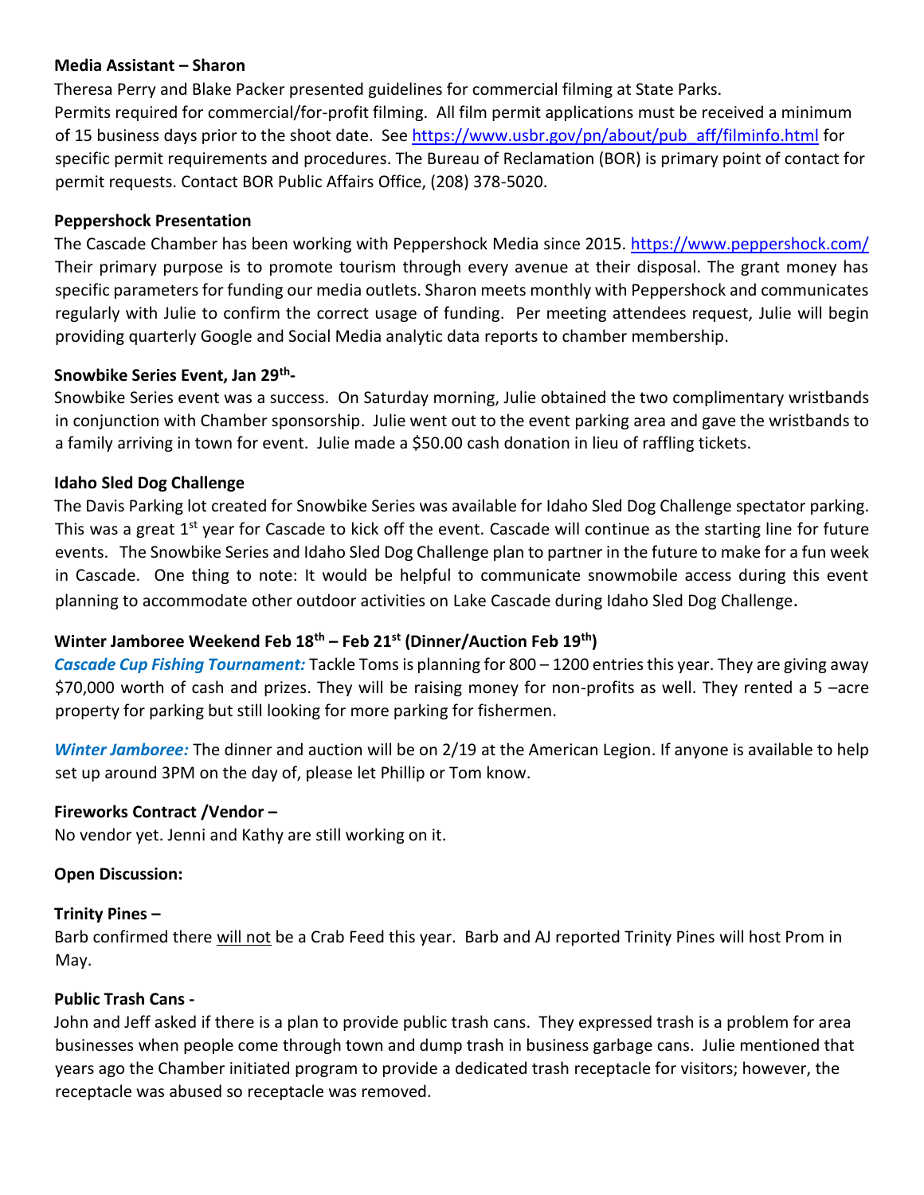**Media Assistant – Sharon**

Theresa Perry and Blake Packer presented guidelines for commercial filming at State Parks.
Permits required for commercial/for-profit filming. All film permit applications must be received a minimum of 15 business days prior to the shoot date. See https://www.usbr.gov/pn/about/pub_aff/filminfo.html for specific permit requirements and procedures. The Bureau of Reclamation (BOR) is primary point of contact for permit requests. Contact BOR Public Affairs Office, (208) 378-5020.

**Peppershock Presentation**

The Cascade Chamber has been working with Peppershock Media since 2015. https://www.peppershock.com/ Their primary purpose is to promote tourism through every avenue at their disposal. The grant money has specific parameters for funding our media outlets. Sharon meets monthly with Peppershock and communicates regularly with Julie to confirm the correct usage of funding. Per meeting attendees request, Julie will begin providing quarterly Google and Social Media analytic data reports to chamber membership.

**Snowbike Series Event, Jan 29th-**

Snowbike Series event was a success. On Saturday morning, Julie obtained the two complimentary wristbands in conjunction with Chamber sponsorship. Julie went out to the event parking area and gave the wristbands to a family arriving in town for event. Julie made a $50.00 cash donation in lieu of raffling tickets.

**Idaho Sled Dog Challenge**

The Davis Parking lot created for Snowbike Series was available for Idaho Sled Dog Challenge spectator parking. This was a great 1st year for Cascade to kick off the event. Cascade will continue as the starting line for future events. The Snowbike Series and Idaho Sled Dog Challenge plan to partner in the future to make for a fun week in Cascade. One thing to note: It would be helpful to communicate snowmobile access during this event planning to accommodate other outdoor activities on Lake Cascade during Idaho Sled Dog Challenge.

**Winter Jamboree Weekend Feb 18th – Feb 21st (Dinner/Auction Feb 19th)**

***Cascade Cup Fishing Tournament:*** Tackle Toms is planning for 800 – 1200 entries this year. They are giving away $70,000 worth of cash and prizes. They will be raising money for non-profits as well. They rented a 5 –acre property for parking but still looking for more parking for fishermen.

***Winter Jamboree:*** The dinner and auction will be on 2/19 at the American Legion. If anyone is available to help set up around 3PM on the day of, please let Phillip or Tom know.

**Fireworks Contract /Vendor –**

No vendor yet. Jenni and Kathy are still working on it.

**Open Discussion:**

**Trinity Pines –**

Barb confirmed there will not be a Crab Feed this year. Barb and AJ reported Trinity Pines will host Prom in May.

**Public Trash Cans -**

John and Jeff asked if there is a plan to provide public trash cans. They expressed trash is a problem for area businesses when people come through town and dump trash in business garbage cans. Julie mentioned that years ago the Chamber initiated program to provide a dedicated trash receptacle for visitors; however, the receptacle was abused so receptacle was removed.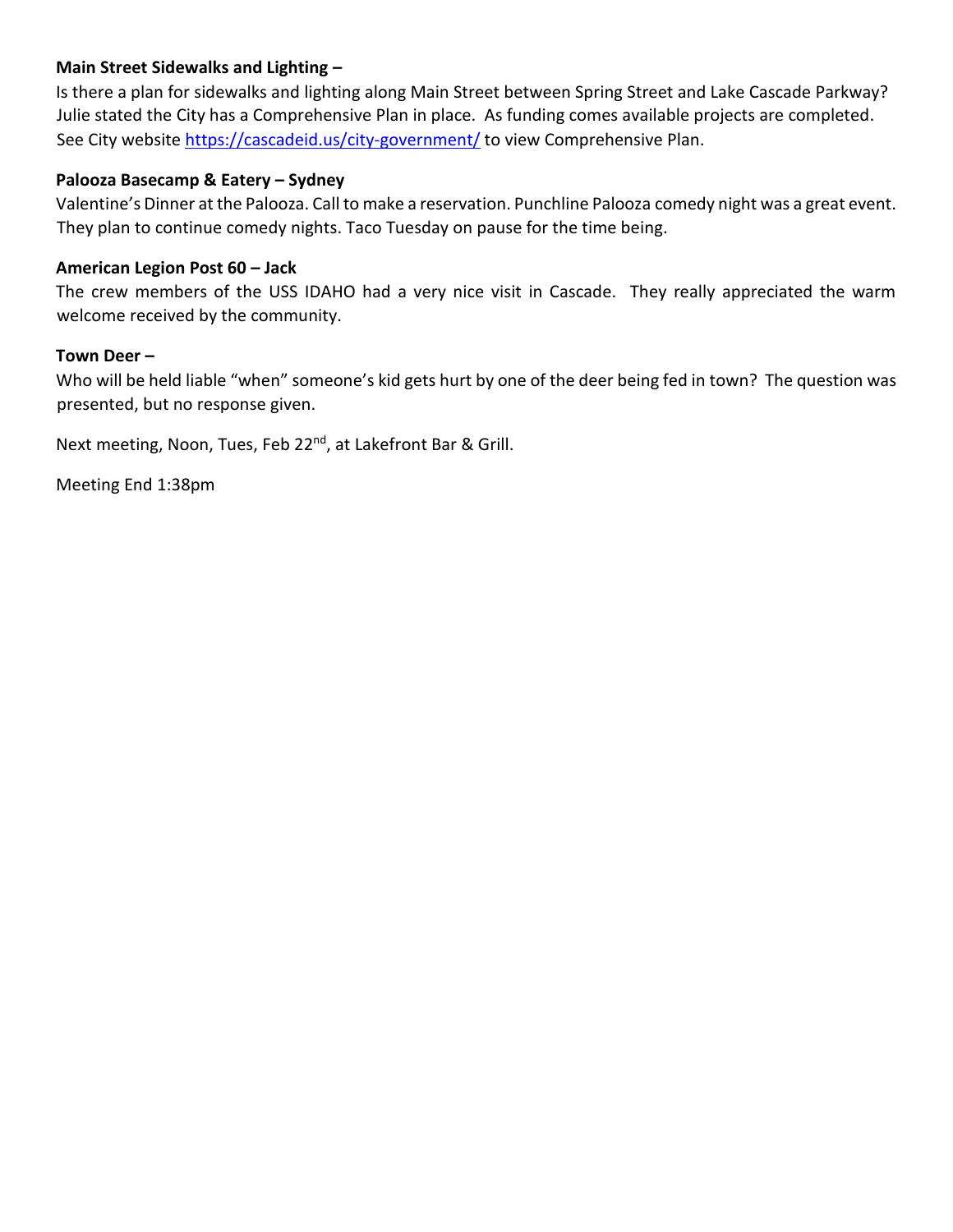**Main Street Sidewalks and Lighting –**

Is there a plan for sidewalks and lighting along Main Street between Spring Street and Lake Cascade Parkway? Julie stated the City has a Comprehensive Plan in place. As funding comes available projects are completed. See City website https://cascadeid.us/city-government/ to view Comprehensive Plan.

**Palooza Basecamp & Eatery – Sydney**

Valentine's Dinner at the Palooza. Call to make a reservation. Punchline Palooza comedy night was a great event. They plan to continue comedy nights. Taco Tuesday on pause for the time being.

**American Legion Post 60 – Jack**

The crew members of the USS IDAHO had a very nice visit in Cascade. They really appreciated the warm welcome received by the community.

**Town Deer –**

Who will be held liable "when" someone's kid gets hurt by one of the deer being fed in town? The question was presented, but no response given.

Next meeting, Noon, Tues, Feb 22nd, at Lakefront Bar & Grill.

Meeting End 1:38pm